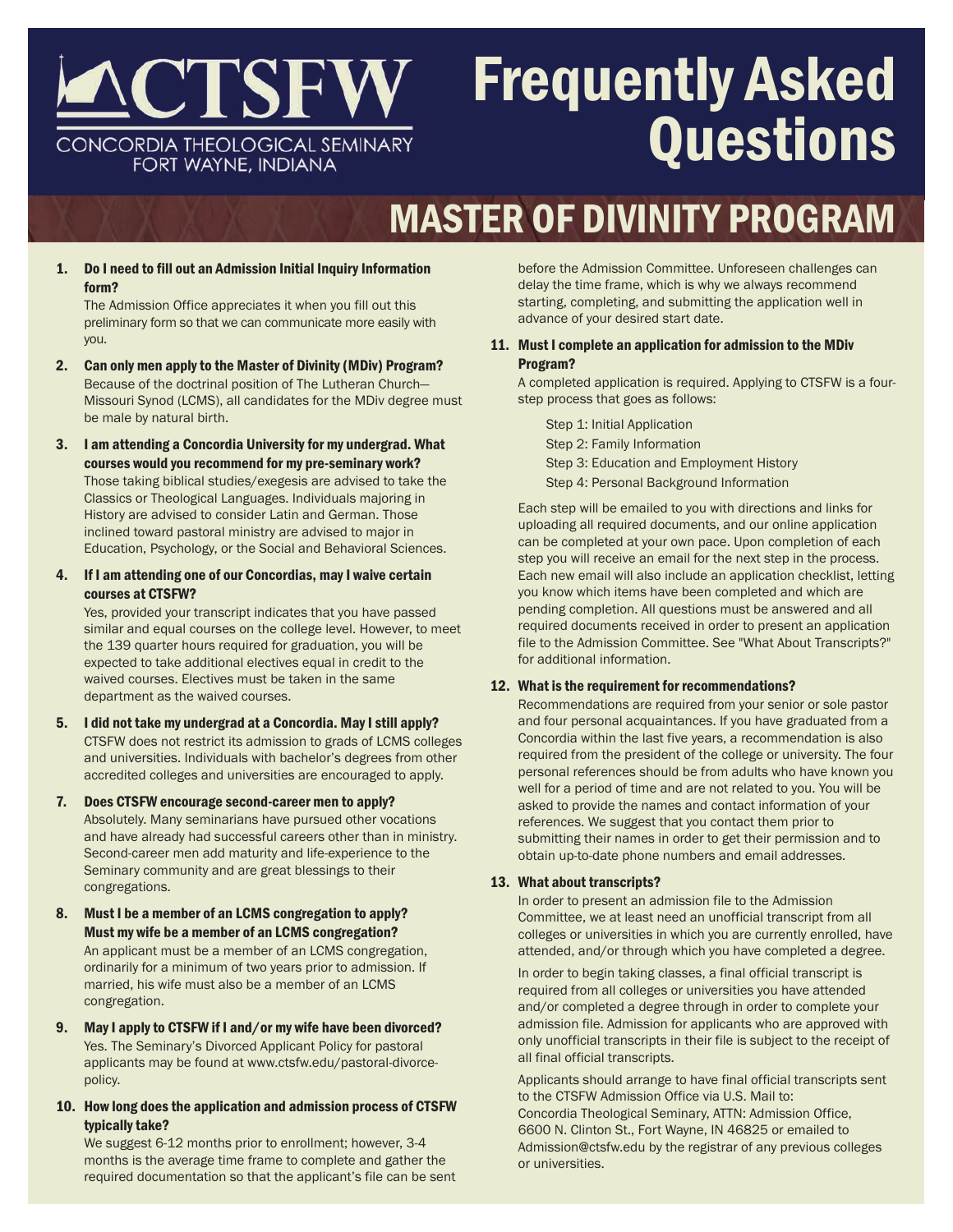# CTSFW

CONCORDIA THEOLOGICAL SEMINARY
FORT WAYNE, INDIANA

# Frequently Asked Questions

## MASTER OF DIVINITY PROGRAM

**1. Do I need to fill out an Admission Initial Inquiry Information form?**

The Admission Office appreciates it when you fill out this preliminary form so that we can communicate more easily with you.

**2. Can only men apply to the Master of Divinity (MDiv) Program?**

Because of the doctrinal position of The Lutheran Church—Missouri Synod (LCMS), all candidates for the MDiv degree must be male by natural birth.

**3. I am attending a Concordia University for my undergrad. What courses would you recommend for my pre-seminary work?**

Those taking biblical studies/exegesis are advised to take the Classics or Theological Languages. Individuals majoring in History are advised to consider Latin and German. Those inclined toward pastoral ministry are advised to major in Education, Psychology, or the Social and Behavioral Sciences.

**4. If I am attending one of our Concordias, may I waive certain courses at CTSFW?**

Yes, provided your transcript indicates that you have passed similar and equal courses on the college level. However, to meet the 139 quarter hours required for graduation, you will be expected to take additional electives equal in credit to the waived courses. Electives must be taken in the same department as the waived courses.

**5. I did not take my undergrad at a Concordia. May I still apply?**

CTSFW does not restrict its admission to grads of LCMS colleges and universities. Individuals with bachelor's degrees from other accredited colleges and universities are encouraged to apply.

**7. Does CTSFW encourage second-career men to apply?**

Absolutely. Many seminarians have pursued other vocations and have already had successful careers other than in ministry. Second-career men add maturity and life-experience to the Seminary community and are great blessings to their congregations.

**8. Must I be a member of an LCMS congregation to apply? Must my wife be a member of an LCMS congregation?**

An applicant must be a member of an LCMS congregation, ordinarily for a minimum of two years prior to admission. If married, his wife must also be a member of an LCMS congregation.

**9. May I apply to CTSFW if I and/or my wife have been divorced?**

Yes. The Seminary's Divorced Applicant Policy for pastoral applicants may be found at www.ctsfw.edu/pastoral-divorce-policy.

**10. How long does the application and admission process of CTSFW typically take?**

We suggest 6-12 months prior to enrollment; however, 3-4 months is the average time frame to complete and gather the required documentation so that the applicant's file can be sent before the Admission Committee. Unforeseen challenges can delay the time frame, which is why we always recommend starting, completing, and submitting the application well in advance of your desired start date.

**11. Must I complete an application for admission to the MDiv Program?**

A completed application is required. Applying to CTSFW is a four-step process that goes as follows:

- Step 1: Initial Application
- Step 2: Family Information
- Step 3: Education and Employment History
- Step 4: Personal Background Information

Each step will be emailed to you with directions and links for uploading all required documents, and our online application can be completed at your own pace. Upon completion of each step you will receive an email for the next step in the process. Each new email will also include an application checklist, letting you know which items have been completed and which are pending completion. All questions must be answered and all required documents received in order to present an application file to the Admission Committee. See "What About Transcripts?" for additional information.

**12. What is the requirement for recommendations?**

Recommendations are required from your senior or sole pastor and four personal acquaintances. If you have graduated from a Concordia within the last five years, a recommendation is also required from the president of the college or university. The four personal references should be from adults who have known you well for a period of time and are not related to you. You will be asked to provide the names and contact information of your references. We suggest that you contact them prior to submitting their names in order to get their permission and to obtain up-to-date phone numbers and email addresses.

**13. What about transcripts?**

In order to present an admission file to the Admission Committee, we at least need an unofficial transcript from all colleges or universities in which you are currently enrolled, have attended, and/or through which you have completed a degree.

In order to begin taking classes, a final official transcript is required from all colleges or universities you have attended and/or completed a degree through in order to complete your admission file. Admission for applicants who are approved with only unofficial transcripts in their file is subject to the receipt of all final official transcripts.

Applicants should arrange to have final official transcripts sent to the CTSFW Admission Office via U.S. Mail to:
Concordia Theological Seminary, ATTN: Admission Office, 6600 N. Clinton St., Fort Wayne, IN 46825 or emailed to Admission@ctsfw.edu by the registrar of any previous colleges or universities.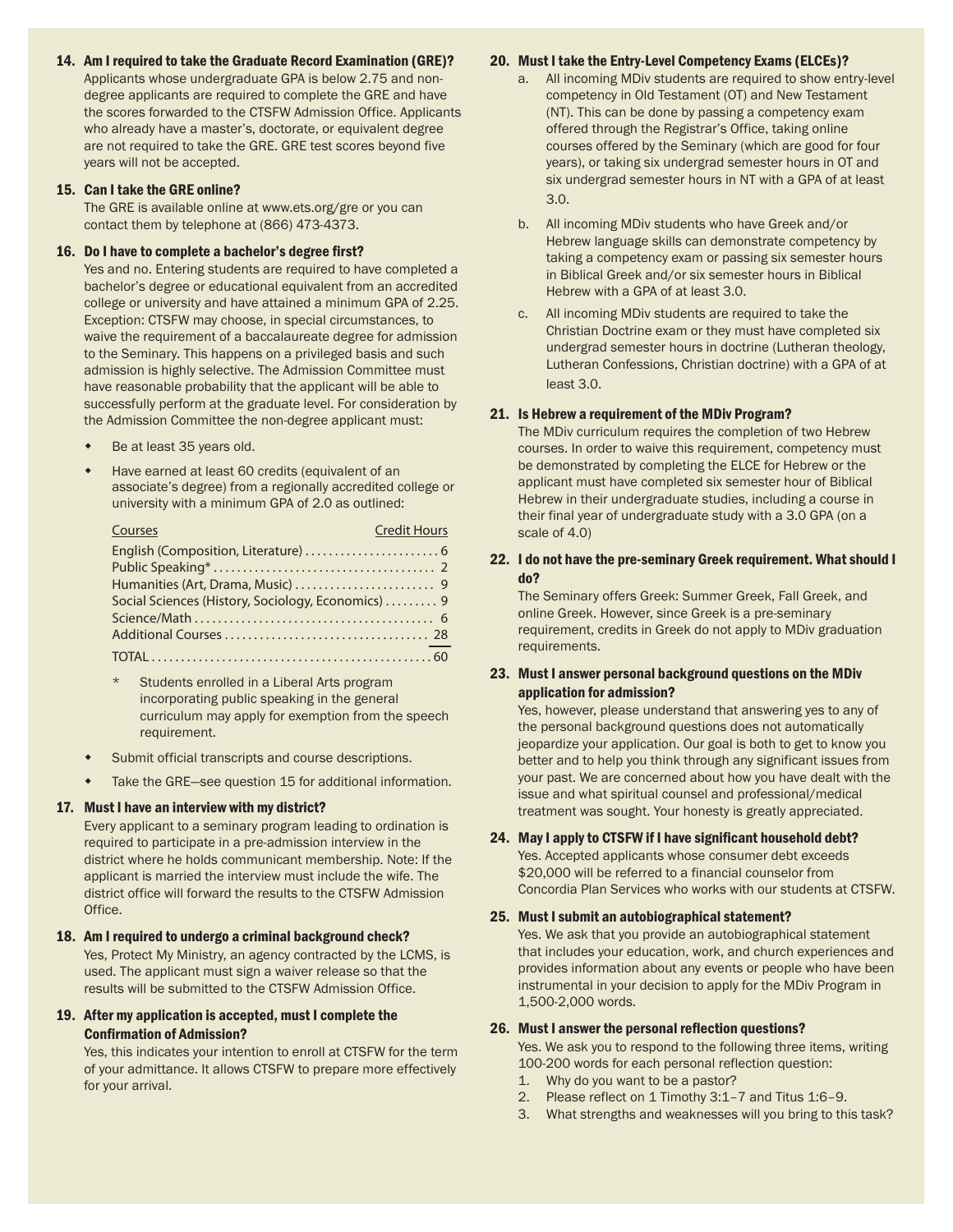**14. Am I required to take the Graduate Record Examination (GRE)?**

Applicants whose undergraduate GPA is below 2.75 and non-degree applicants are required to complete the GRE and have the scores forwarded to the CTSFW Admission Office. Applicants who already have a master's, doctorate, or equivalent degree are not required to take the GRE. GRE test scores beyond five years will not be accepted.

**15. Can I take the GRE online?**

The GRE is available online at www.ets.org/gre or you can contact them by telephone at (866) 473-4373.

**16. Do I have to complete a bachelor's degree first?**

Yes and no. Entering students are required to have completed a bachelor's degree or educational equivalent from an accredited college or university and have attained a minimum GPA of 2.25. Exception: CTSFW may choose, in special circumstances, to waive the requirement of a baccalaureate degree for admission to the Seminary. This happens on a privileged basis and such admission is highly selective. The Admission Committee must have reasonable probability that the applicant will be able to successfully perform at the graduate level. For consideration by the Admission Committee the non-degree applicant must:

- Be at least 35 years old.
- Have earned at least 60 credits (equivalent of an associate's degree) from a regionally accredited college or university with a minimum GPA of 2.0 as outlined:

| Courses | Credit Hours |
|---|---|
| English (Composition, Literature) | 6 |
| Public Speaking* | 2 |
| Humanities (Art, Drama, Music) | 9 |
| Social Sciences (History, Sociology, Economics) | 9 |
| Science/Math | 6 |
| Additional Courses | 28 |
| TOTAL | 60 |

\* Students enrolled in a Liberal Arts program incorporating public speaking in the general curriculum may apply for exemption from the speech requirement.

- Submit official transcripts and course descriptions.
- Take the GRE—see question 15 for additional information.

**17. Must I have an interview with my district?**

Every applicant to a seminary program leading to ordination is required to participate in a pre-admission interview in the district where he holds communicant membership. Note: If the applicant is married the interview must include the wife. The district office will forward the results to the CTSFW Admission Office.

**18. Am I required to undergo a criminal background check?**

Yes, Protect My Ministry, an agency contracted by the LCMS, is used. The applicant must sign a waiver release so that the results will be submitted to the CTSFW Admission Office.

**19. After my application is accepted, must I complete the Confirmation of Admission?**

Yes, this indicates your intention to enroll at CTSFW for the term of your admittance. It allows CTSFW to prepare more effectively for your arrival.

**20. Must I take the Entry-Level Competency Exams (ELCEs)?**

a. All incoming MDiv students are required to show entry-level competency in Old Testament (OT) and New Testament (NT). This can be done by passing a competency exam offered through the Registrar's Office, taking online courses offered by the Seminary (which are good for four years), or taking six undergrad semester hours in OT and six undergrad semester hours in NT with a GPA of at least 3.0.

b. All incoming MDiv students who have Greek and/or Hebrew language skills can demonstrate competency by taking a competency exam or passing six semester hours in Biblical Greek and/or six semester hours in Biblical Hebrew with a GPA of at least 3.0.

c. All incoming MDiv students are required to take the Christian Doctrine exam or they must have completed six undergrad semester hours in doctrine (Lutheran theology, Lutheran Confessions, Christian doctrine) with a GPA of at least 3.0.

**21. Is Hebrew a requirement of the MDiv Program?**

The MDiv curriculum requires the completion of two Hebrew courses. In order to waive this requirement, competency must be demonstrated by completing the ELCE for Hebrew or the applicant must have completed six semester hour of Biblical Hebrew in their undergraduate studies, including a course in their final year of undergraduate study with a 3.0 GPA (on a scale of 4.0)

**22. I do not have the pre-seminary Greek requirement. What should I do?**

The Seminary offers Greek: Summer Greek, Fall Greek, and online Greek. However, since Greek is a pre-seminary requirement, credits in Greek do not apply to MDiv graduation requirements.

**23. Must I answer personal background questions on the MDiv application for admission?**

Yes, however, please understand that answering yes to any of the personal background questions does not automatically jeopardize your application. Our goal is both to get to know you better and to help you think through any significant issues from your past. We are concerned about how you have dealt with the issue and what spiritual counsel and professional/medical treatment was sought. Your honesty is greatly appreciated.

**24. May I apply to CTSFW if I have significant household debt?**

Yes. Accepted applicants whose consumer debt exceeds $20,000 will be referred to a financial counselor from Concordia Plan Services who works with our students at CTSFW.

**25. Must I submit an autobiographical statement?**

Yes. We ask that you provide an autobiographical statement that includes your education, work, and church experiences and provides information about any events or people who have been instrumental in your decision to apply for the MDiv Program in 1,500-2,000 words.

**26. Must I answer the personal reflection questions?**

Yes. We ask you to respond to the following three items, writing 100-200 words for each personal reflection question:

1. Why do you want to be a pastor?
2. Please reflect on 1 Timothy 3:1–7 and Titus 1:6–9.
3. What strengths and weaknesses will you bring to this task?